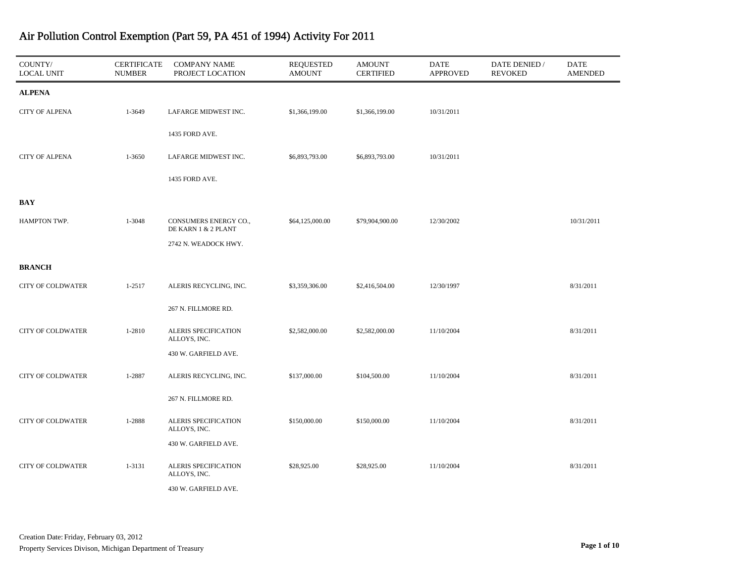# Air Pollution Control Exemption (Part 59, PA 451 of 1994) Activity For 2011

| COUNTY/ LOCAL UNIT | CERTIFICATE NUMBER | COMPANY NAME PROJECT LOCATION | REQUESTED AMOUNT | AMOUNT CERTIFIED | DATE APPROVED | DATE DENIED / REVOKED | DATE AMENDED |
|---|---|---|---|---|---|---|---|
| **ALPENA** | | | | | | | |
| CITY OF ALPENA | 1-3649 | LAFARGE MIDWEST INC.<br>1435 FORD AVE. | $1,366,199.00 | $1,366,199.00 | 10/31/2011 | | |
| CITY OF ALPENA | 1-3650 | LAFARGE MIDWEST INC.<br>1435 FORD AVE. | $6,893,793.00 | $6,893,793.00 | 10/31/2011 | | |
| **BAY** | | | | | | | |
| HAMPTON TWP. | 1-3048 | CONSUMERS ENERGY CO., DE KARN 1 & 2 PLANT<br>2742 N. WEADOCK HWY. | $64,125,000.00 | $79,904,900.00 | 12/30/2002 | | 10/31/2011 |
| **BRANCH** | | | | | | | |
| CITY OF COLDWATER | 1-2517 | ALERIS RECYCLING, INC.<br>267 N. FILLMORE RD. | $3,359,306.00 | $2,416,504.00 | 12/30/1997 | | 8/31/2011 |
| CITY OF COLDWATER | 1-2810 | ALERIS SPECIFICATION ALLOYS, INC.<br>430 W. GARFIELD AVE. | $2,582,000.00 | $2,582,000.00 | 11/10/2004 | | 8/31/2011 |
| CITY OF COLDWATER | 1-2887 | ALERIS RECYCLING, INC.<br>267 N. FILLMORE RD. | $137,000.00 | $104,500.00 | 11/10/2004 | | 8/31/2011 |
| CITY OF COLDWATER | 1-2888 | ALERIS SPECIFICATION ALLOYS, INC.<br>430 W. GARFIELD AVE. | $150,000.00 | $150,000.00 | 11/10/2004 | | 8/31/2011 |
| CITY OF COLDWATER | 1-3131 | ALERIS SPECIFICATION ALLOYS, INC.<br>430 W. GARFIELD AVE. | $28,925.00 | $28,925.00 | 11/10/2004 | | 8/31/2011 |

Creation Date: Friday, February 03, 2012

Property Services Divison, Michigan Department of Treasury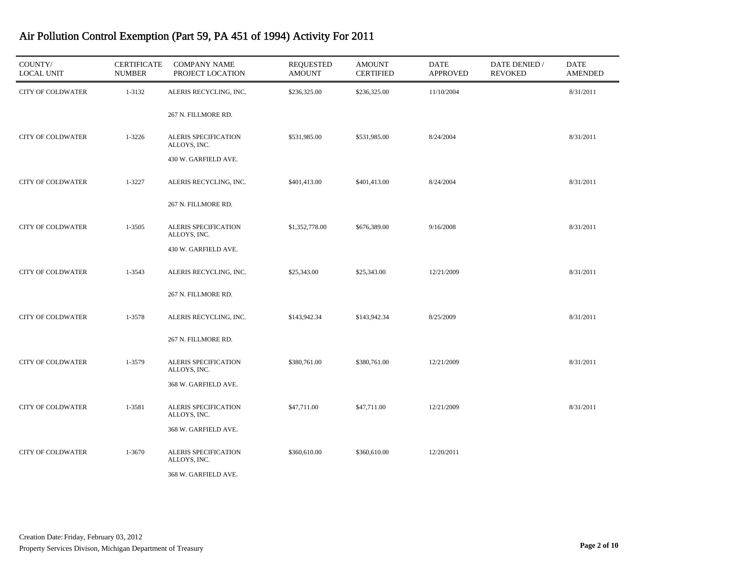# Air Pollution Control Exemption (Part 59, PA 451 of 1994) Activity For 2011

| COUNTY/ LOCAL UNIT | CERTIFICATE NUMBER | COMPANY NAME PROJECT LOCATION | REQUESTED AMOUNT | AMOUNT CERTIFIED | DATE APPROVED | DATE DENIED / REVOKED | DATE AMENDED |
|---|---|---|---|---|---|---|---|
| CITY OF COLDWATER | 1-3132 | ALERIS RECYCLING, INC. 267 N. FILLMORE RD. | $236,325.00 | $236,325.00 | 11/10/2004 | | 8/31/2011 |
| CITY OF COLDWATER | 1-3226 | ALERIS SPECIFICATION ALLOYS, INC. 430 W. GARFIELD AVE. | $531,985.00 | $531,985.00 | 8/24/2004 | | 8/31/2011 |
| CITY OF COLDWATER | 1-3227 | ALERIS RECYCLING, INC. 267 N. FILLMORE RD. | $401,413.00 | $401,413.00 | 8/24/2004 | | 8/31/2011 |
| CITY OF COLDWATER | 1-3505 | ALERIS SPECIFICATION ALLOYS, INC. 430 W. GARFIELD AVE. | $1,352,778.00 | $676,389.00 | 9/16/2008 | | 8/31/2011 |
| CITY OF COLDWATER | 1-3543 | ALERIS RECYCLING, INC. 267 N. FILLMORE RD. | $25,343.00 | $25,343.00 | 12/21/2009 | | 8/31/2011 |
| CITY OF COLDWATER | 1-3578 | ALERIS RECYCLING, INC. 267 N. FILLMORE RD. | $143,942.34 | $143,942.34 | 8/25/2009 | | 8/31/2011 |
| CITY OF COLDWATER | 1-3579 | ALERIS SPECIFICATION ALLOYS, INC. 368 W. GARFIELD AVE. | $380,761.00 | $380,761.00 | 12/21/2009 | | 8/31/2011 |
| CITY OF COLDWATER | 1-3581 | ALERIS SPECIFICATION ALLOYS, INC. 368 W. GARFIELD AVE. | $47,711.00 | $47,711.00 | 12/21/2009 | | 8/31/2011 |
| CITY OF COLDWATER | 1-3670 | ALERIS SPECIFICATION ALLOYS, INC. 368 W. GARFIELD AVE. | $360,610.00 | $360,610.00 | 12/20/2011 | | |

Creation Date: Friday, February 03, 2012

Property Services Divison, Michigan Department of Treasury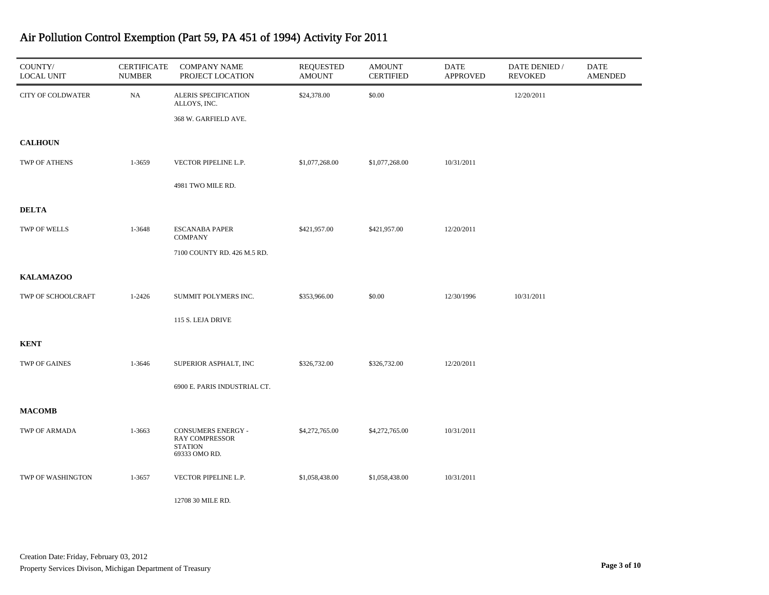# Air Pollution Control Exemption (Part 59, PA 451 of 1994) Activity For 2011

| COUNTY/ LOCAL UNIT | CERTIFICATE NUMBER | COMPANY NAME PROJECT LOCATION | REQUESTED AMOUNT | AMOUNT CERTIFIED | DATE APPROVED | DATE DENIED / REVOKED | DATE AMENDED |
|---|---|---|---|---|---|---|---|
| CITY OF COLDWATER | NA | ALERIS SPECIFICATION ALLOYS, INC. 368 W. GARFIELD AVE. | $24,378.00 | $0.00 | | 12/20/2011 | |
| **CALHOUN** | | | | | | | |
| TWP OF ATHENS | 1-3659 | VECTOR PIPELINE L.P. 4981 TWO MILE RD. | $1,077,268.00 | $1,077,268.00 | 10/31/2011 | | |
| **DELTA** | | | | | | | |
| TWP OF WELLS | 1-3648 | ESCANABA PAPER COMPANY 7100 COUNTY RD. 426 M.5 RD. | $421,957.00 | $421,957.00 | 12/20/2011 | | |
| **KALAMAZOO** | | | | | | | |
| TWP OF SCHOOLCRAFT | 1-2426 | SUMMIT POLYMERS INC. 115 S. LEJA DRIVE | $353,966.00 | $0.00 | 12/30/1996 | 10/31/2011 | |
| **KENT** | | | | | | | |
| TWP OF GAINES | 1-3646 | SUPERIOR ASPHALT, INC 6900 E. PARIS INDUSTRIAL CT. | $326,732.00 | $326,732.00 | 12/20/2011 | | |
| **MACOMB** | | | | | | | |
| TWP OF ARMADA | 1-3663 | CONSUMERS ENERGY - RAY COMPRESSOR STATION 69333 OMO RD. | $4,272,765.00 | $4,272,765.00 | 10/31/2011 | | |
| TWP OF WASHINGTON | 1-3657 | VECTOR PIPELINE L.P. 12708 30 MILE RD. | $1,058,438.00 | $1,058,438.00 | 10/31/2011 | | |

Creation Date: Friday, February 03, 2012

Property Services Divison, Michigan Department of Treasury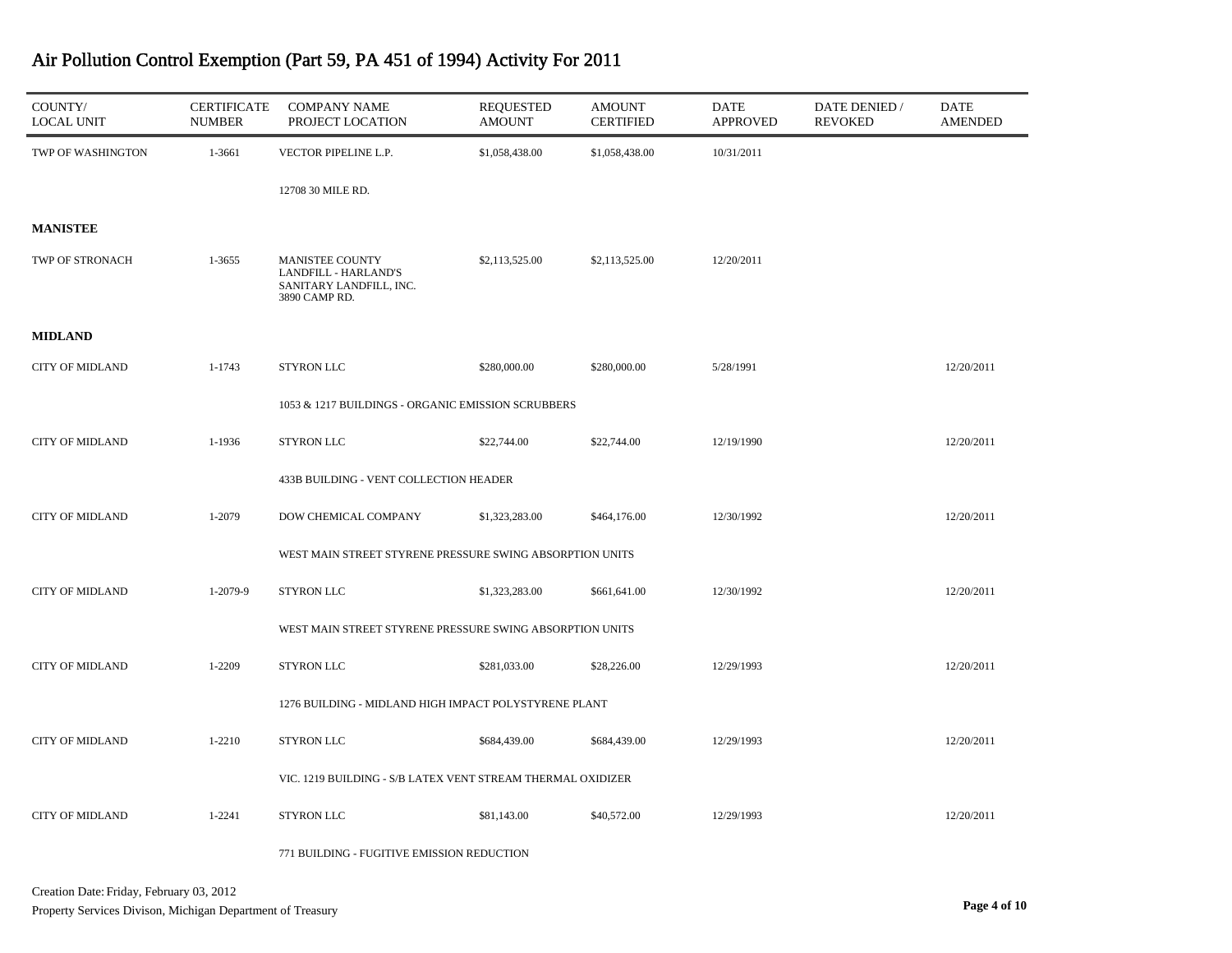# Air Pollution Control Exemption (Part 59, PA 451 of 1994) Activity For 2011

| COUNTY/ LOCAL UNIT | CERTIFICATE NUMBER | COMPANY NAME PROJECT LOCATION | REQUESTED AMOUNT | AMOUNT CERTIFIED | DATE APPROVED | DATE DENIED / REVOKED | DATE AMENDED |
|---|---|---|---|---|---|---|---|
| TWP OF WASHINGTON | 1-3661 | VECTOR PIPELINE L.P. | $1,058,438.00 | $1,058,438.00 | 10/31/2011 | | |
| | | 12708 30 MILE RD. | | | | | |
| **MANISTEE** | | | | | | | |
| TWP OF STRONACH | 1-3655 | MANISTEE COUNTY LANDFILL - HARLAND'S SANITARY LANDFILL, INC. 3890 CAMP RD. | $2,113,525.00 | $2,113,525.00 | 12/20/2011 | | |
| **MIDLAND** | | | | | | | |
| CITY OF MIDLAND | 1-1743 | STYRON LLC | $280,000.00 | $280,000.00 | 5/28/1991 | | 12/20/2011 |
| | | 1053 & 1217 BUILDINGS - ORGANIC EMISSION SCRUBBERS | | | | | |
| CITY OF MIDLAND | 1-1936 | STYRON LLC | $22,744.00 | $22,744.00 | 12/19/1990 | | 12/20/2011 |
| | | 433B BUILDING - VENT COLLECTION HEADER | | | | | |
| CITY OF MIDLAND | 1-2079 | DOW CHEMICAL COMPANY | $1,323,283.00 | $464,176.00 | 12/30/1992 | | 12/20/2011 |
| | | WEST MAIN STREET STYRENE PRESSURE SWING ABSORPTION UNITS | | | | | |
| CITY OF MIDLAND | 1-2079-9 | STYRON LLC | $1,323,283.00 | $661,641.00 | 12/30/1992 | | 12/20/2011 |
| | | WEST MAIN STREET STYRENE PRESSURE SWING ABSORPTION UNITS | | | | | |
| CITY OF MIDLAND | 1-2209 | STYRON LLC | $281,033.00 | $28,226.00 | 12/29/1993 | | 12/20/2011 |
| | | 1276 BUILDING - MIDLAND HIGH IMPACT POLYSTYRENE PLANT | | | | | |
| CITY OF MIDLAND | 1-2210 | STYRON LLC | $684,439.00 | $684,439.00 | 12/29/1993 | | 12/20/2011 |
| | | VIC. 1219 BUILDING - S/B LATEX VENT STREAM THERMAL OXIDIZER | | | | | |
| CITY OF MIDLAND | 1-2241 | STYRON LLC | $81,143.00 | $40,572.00 | 12/29/1993 | | 12/20/2011 |
| | | 771 BUILDING - FUGITIVE EMISSION REDUCTION | | | | | |

Creation Date: Friday, February 03, 2012

Property Services Divison, Michigan Department of Treasury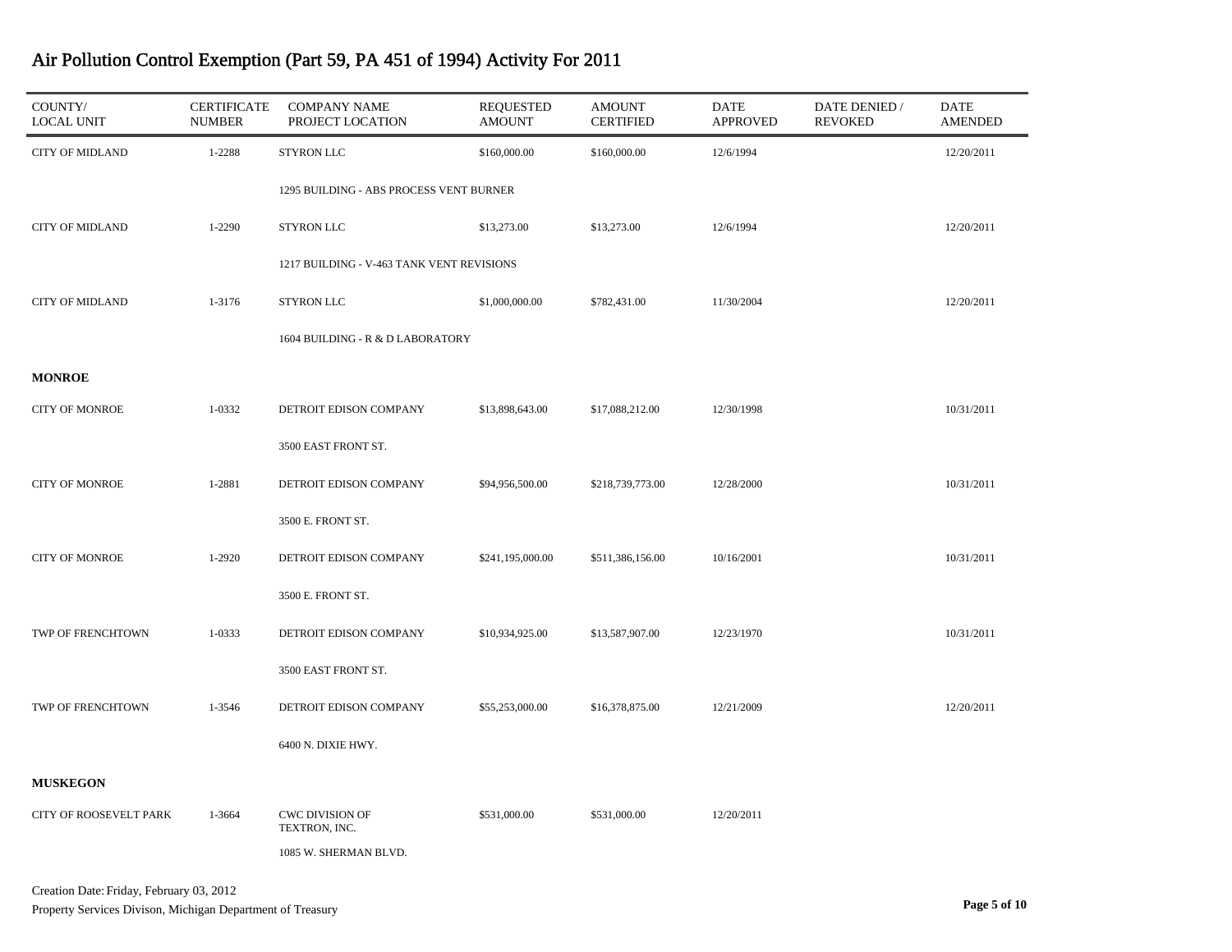# Air Pollution Control Exemption (Part 59, PA 451 of 1994) Activity For 2011

| COUNTY/ LOCAL UNIT | CERTIFICATE NUMBER | COMPANY NAME PROJECT LOCATION | REQUESTED AMOUNT | AMOUNT CERTIFIED | DATE APPROVED | DATE DENIED / REVOKED | DATE AMENDED |
|---|---|---|---|---|---|---|---|
| CITY OF MIDLAND | 1-2288 | STYRON LLC | $160,000.00 | $160,000.00 | 12/6/1994 | | 12/20/2011 |
| | | 1295 BUILDING - ABS PROCESS VENT BURNER | | | | | |
| CITY OF MIDLAND | 1-2290 | STYRON LLC | $13,273.00 | $13,273.00 | 12/6/1994 | | 12/20/2011 |
| | | 1217 BUILDING - V-463 TANK VENT REVISIONS | | | | | |
| CITY OF MIDLAND | 1-3176 | STYRON LLC | $1,000,000.00 | $782,431.00 | 11/30/2004 | | 12/20/2011 |
| | | 1604 BUILDING - R & D LABORATORY | | | | | |
| **MONROE** | | | | | | | |
| CITY OF MONROE | 1-0332 | DETROIT EDISON COMPANY | $13,898,643.00 | $17,088,212.00 | 12/30/1998 | | 10/31/2011 |
| | | 3500 EAST FRONT ST. | | | | | |
| CITY OF MONROE | 1-2881 | DETROIT EDISON COMPANY | $94,956,500.00 | $218,739,773.00 | 12/28/2000 | | 10/31/2011 |
| | | 3500 E. FRONT ST. | | | | | |
| CITY OF MONROE | 1-2920 | DETROIT EDISON COMPANY | $241,195,000.00 | $511,386,156.00 | 10/16/2001 | | 10/31/2011 |
| | | 3500 E. FRONT ST. | | | | | |
| TWP OF FRENCHTOWN | 1-0333 | DETROIT EDISON COMPANY | $10,934,925.00 | $13,587,907.00 | 12/23/1970 | | 10/31/2011 |
| | | 3500 EAST FRONT ST. | | | | | |
| TWP OF FRENCHTOWN | 1-3546 | DETROIT EDISON COMPANY | $55,253,000.00 | $16,378,875.00 | 12/21/2009 | | 12/20/2011 |
| | | 6400 N. DIXIE HWY. | | | | | |
| **MUSKEGON** | | | | | | | |
| CITY OF ROOSEVELT PARK | 1-3664 | CWC DIVISION OF TEXTRON, INC. | $531,000.00 | $531,000.00 | 12/20/2011 | | |
| | | 1085 W. SHERMAN BLVD. | | | | | |

Creation Date: Friday, February 03, 2012

Property Services Divison, Michigan Department of Treasury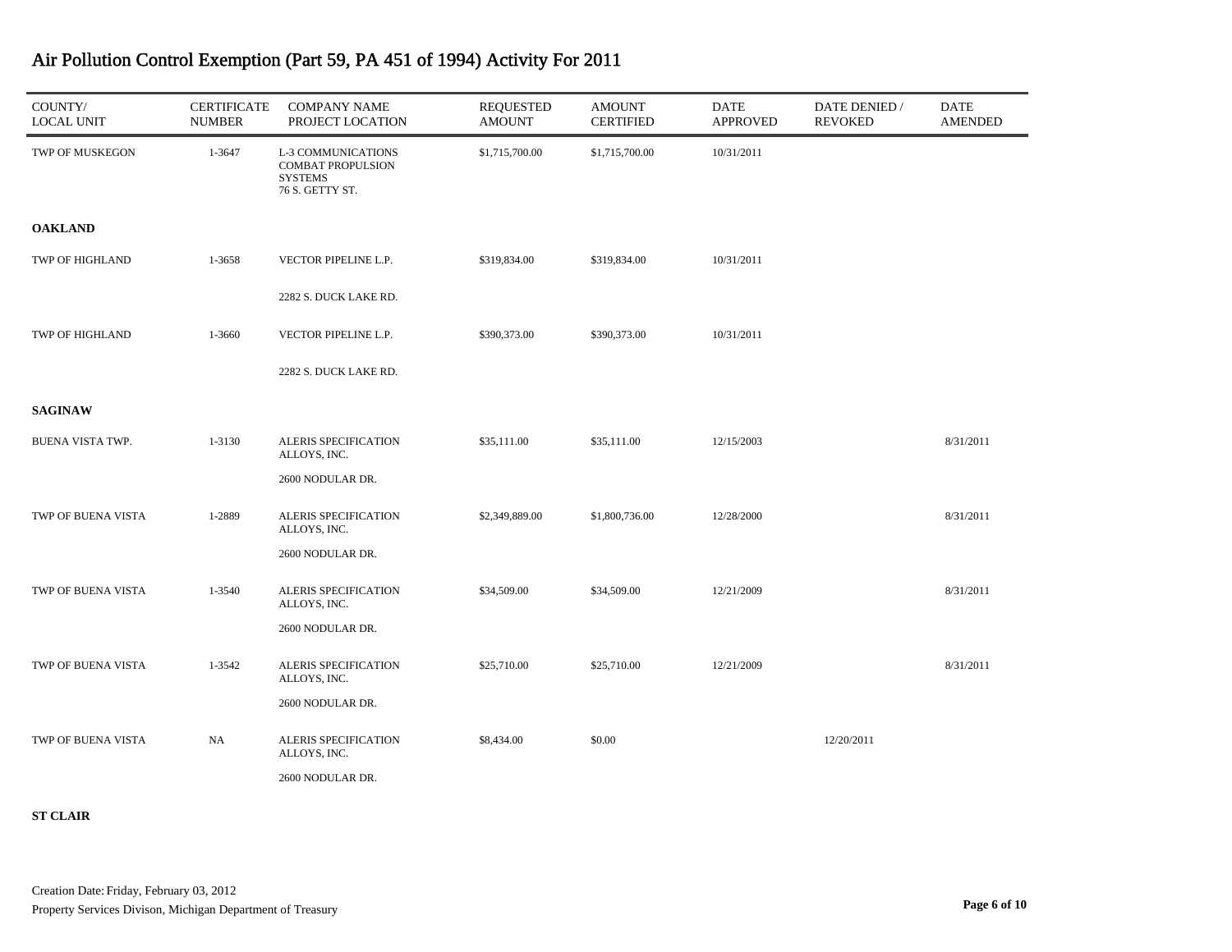# Air Pollution Control Exemption (Part 59, PA 451 of 1994) Activity For 2011

| COUNTY/ LOCAL UNIT | CERTIFICATE NUMBER | COMPANY NAME PROJECT LOCATION | REQUESTED AMOUNT | AMOUNT CERTIFIED | DATE APPROVED | DATE DENIED / REVOKED | DATE AMENDED |
|---|---|---|---|---|---|---|---|
| TWP OF MUSKEGON | 1-3647 | L-3 COMMUNICATIONS COMBAT PROPULSION SYSTEMS 76 S. GETTY ST. | $1,715,700.00 | $1,715,700.00 | 10/31/2011 | | |
| **OAKLAND** | | | | | | | |
| TWP OF HIGHLAND | 1-3658 | VECTOR PIPELINE L.P. 2282 S. DUCK LAKE RD. | $319,834.00 | $319,834.00 | 10/31/2011 | | |
| TWP OF HIGHLAND | 1-3660 | VECTOR PIPELINE L.P. 2282 S. DUCK LAKE RD. | $390,373.00 | $390,373.00 | 10/31/2011 | | |
| **SAGINAW** | | | | | | | |
| BUENA VISTA TWP. | 1-3130 | ALERIS SPECIFICATION ALLOYS, INC. 2600 NODULAR DR. | $35,111.00 | $35,111.00 | 12/15/2003 | | 8/31/2011 |
| TWP OF BUENA VISTA | 1-2889 | ALERIS SPECIFICATION ALLOYS, INC. 2600 NODULAR DR. | $2,349,889.00 | $1,800,736.00 | 12/28/2000 | | 8/31/2011 |
| TWP OF BUENA VISTA | 1-3540 | ALERIS SPECIFICATION ALLOYS, INC. 2600 NODULAR DR. | $34,509.00 | $34,509.00 | 12/21/2009 | | 8/31/2011 |
| TWP OF BUENA VISTA | 1-3542 | ALERIS SPECIFICATION ALLOYS, INC. 2600 NODULAR DR. | $25,710.00 | $25,710.00 | 12/21/2009 | | 8/31/2011 |
| TWP OF BUENA VISTA | NA | ALERIS SPECIFICATION ALLOYS, INC. 2600 NODULAR DR. | $8,434.00 | $0.00 | | 12/20/2011 | |
| **ST CLAIR** | | | | | | | |

Creation Date: Friday, February 03, 2012

Property Services Divison, Michigan Department of Treasury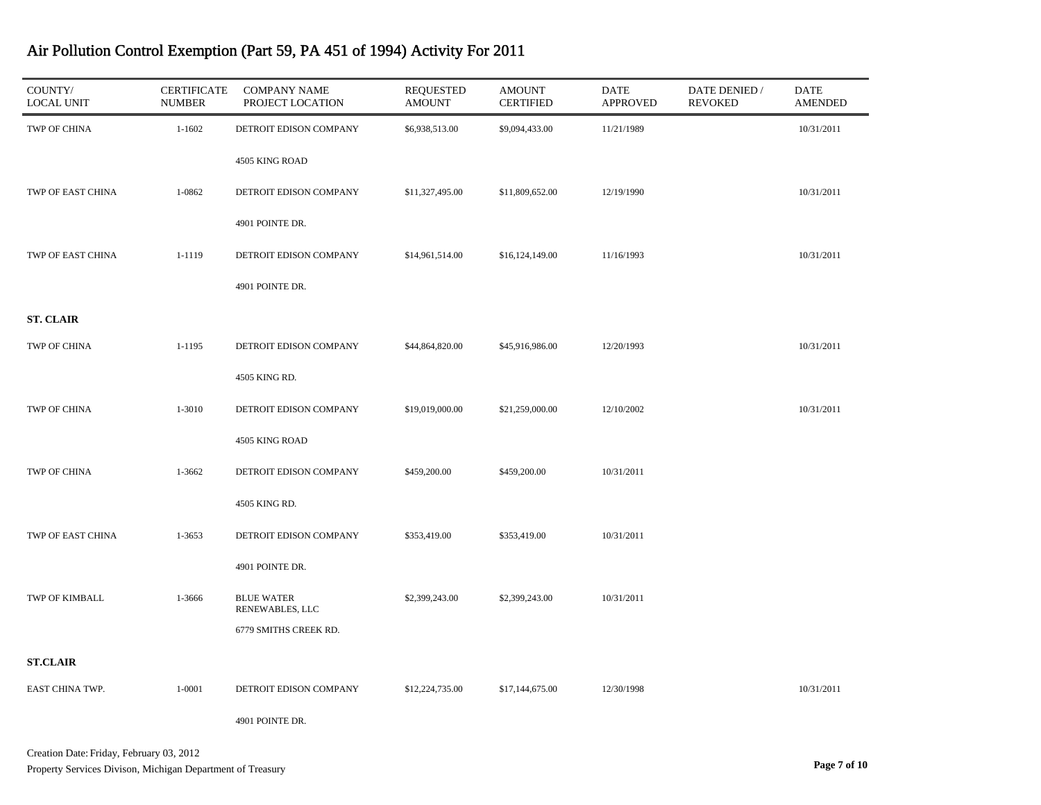# Air Pollution Control Exemption (Part 59, PA 451 of 1994) Activity For 2011

| COUNTY/ LOCAL UNIT | CERTIFICATE NUMBER | COMPANY NAME PROJECT LOCATION | REQUESTED AMOUNT | AMOUNT CERTIFIED | DATE APPROVED | DATE DENIED / REVOKED | DATE AMENDED |
|---|---|---|---|---|---|---|---|
| TWP OF CHINA | 1-1602 | DETROIT EDISON COMPANY<br>4505 KING ROAD | $6,938,513.00 | $9,094,433.00 | 11/21/1989 | | 10/31/2011 |
| TWP OF EAST CHINA | 1-0862 | DETROIT EDISON COMPANY<br>4901 POINTE DR. | $11,327,495.00 | $11,809,652.00 | 12/19/1990 | | 10/31/2011 |
| TWP OF EAST CHINA | 1-1119 | DETROIT EDISON COMPANY<br>4901 POINTE DR. | $14,961,514.00 | $16,124,149.00 | 11/16/1993 | | 10/31/2011 |
| **ST. CLAIR** | | | | | | | |
| TWP OF CHINA | 1-1195 | DETROIT EDISON COMPANY<br>4505 KING RD. | $44,864,820.00 | $45,916,986.00 | 12/20/1993 | | 10/31/2011 |
| TWP OF CHINA | 1-3010 | DETROIT EDISON COMPANY<br>4505 KING ROAD | $19,019,000.00 | $21,259,000.00 | 12/10/2002 | | 10/31/2011 |
| TWP OF CHINA | 1-3662 | DETROIT EDISON COMPANY<br>4505 KING RD. | $459,200.00 | $459,200.00 | 10/31/2011 | | |
| TWP OF EAST CHINA | 1-3653 | DETROIT EDISON COMPANY<br>4901 POINTE DR. | $353,419.00 | $353,419.00 | 10/31/2011 | | |
| TWP OF KIMBALL | 1-3666 | BLUE WATER RENEWABLES, LLC<br>6779 SMITHS CREEK RD. | $2,399,243.00 | $2,399,243.00 | 10/31/2011 | | |
| **ST.CLAIR** | | | | | | | |
| EAST CHINA TWP. | 1-0001 | DETROIT EDISON COMPANY<br>4901 POINTE DR. | $12,224,735.00 | $17,144,675.00 | 12/30/1998 | | 10/31/2011 |

Creation Date: Friday, February 03, 2012

Property Services Divison, Michigan Department of Treasury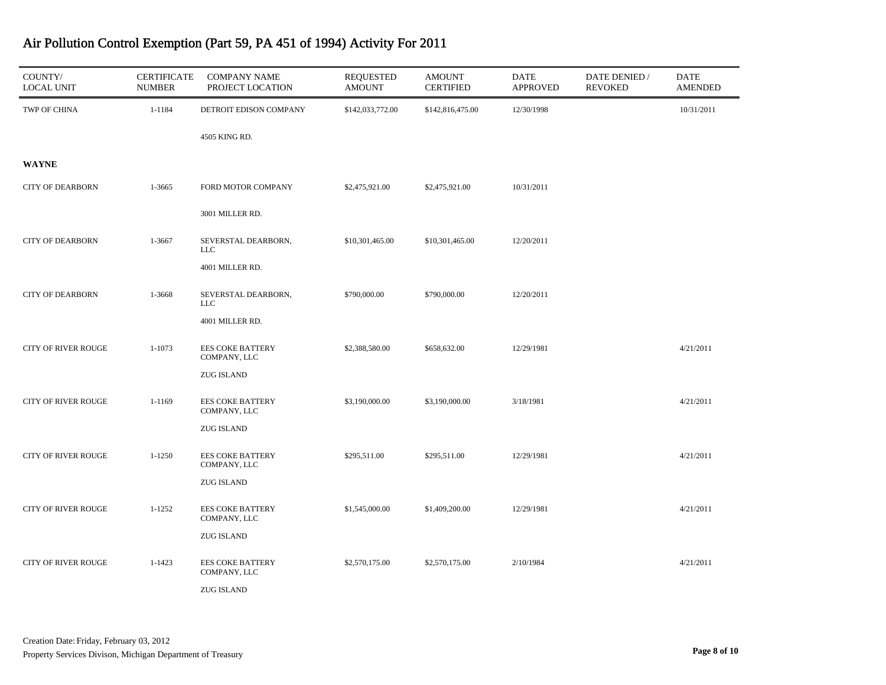# Air Pollution Control Exemption (Part 59, PA 451 of 1994) Activity For 2011

| COUNTY/ LOCAL UNIT | CERTIFICATE NUMBER | COMPANY NAME PROJECT LOCATION | REQUESTED AMOUNT | AMOUNT CERTIFIED | DATE APPROVED | DATE DENIED / REVOKED | DATE AMENDED |
|---|---|---|---|---|---|---|---|
| TWP OF CHINA | 1-1184 | DETROIT EDISON COMPANY<br>4505 KING RD. | $142,033,772.00 | $142,816,475.00 | 12/30/1998 | | 10/31/2011 |
| **WAYNE** | | | | | | | |
| CITY OF DEARBORN | 1-3665 | FORD MOTOR COMPANY<br>3001 MILLER RD. | $2,475,921.00 | $2,475,921.00 | 10/31/2011 | | |
| CITY OF DEARBORN | 1-3667 | SEVERSTAL DEARBORN, LLC<br>4001 MILLER RD. | $10,301,465.00 | $10,301,465.00 | 12/20/2011 | | |
| CITY OF DEARBORN | 1-3668 | SEVERSTAL DEARBORN, LLC<br>4001 MILLER RD. | $790,000.00 | $790,000.00 | 12/20/2011 | | |
| CITY OF RIVER ROUGE | 1-1073 | EES COKE BATTERY COMPANY, LLC<br>ZUG ISLAND | $2,388,580.00 | $658,632.00 | 12/29/1981 | | 4/21/2011 |
| CITY OF RIVER ROUGE | 1-1169 | EES COKE BATTERY COMPANY, LLC<br>ZUG ISLAND | $3,190,000.00 | $3,190,000.00 | 3/18/1981 | | 4/21/2011 |
| CITY OF RIVER ROUGE | 1-1250 | EES COKE BATTERY COMPANY, LLC<br>ZUG ISLAND | $295,511.00 | $295,511.00 | 12/29/1981 | | 4/21/2011 |
| CITY OF RIVER ROUGE | 1-1252 | EES COKE BATTERY COMPANY, LLC<br>ZUG ISLAND | $1,545,000.00 | $1,409,200.00 | 12/29/1981 | | 4/21/2011 |
| CITY OF RIVER ROUGE | 1-1423 | EES COKE BATTERY COMPANY, LLC<br>ZUG ISLAND | $2,570,175.00 | $2,570,175.00 | 2/10/1984 | | 4/21/2011 |

Creation Date: Friday, February 03, 2012

Property Services Divison, Michigan Department of Treasury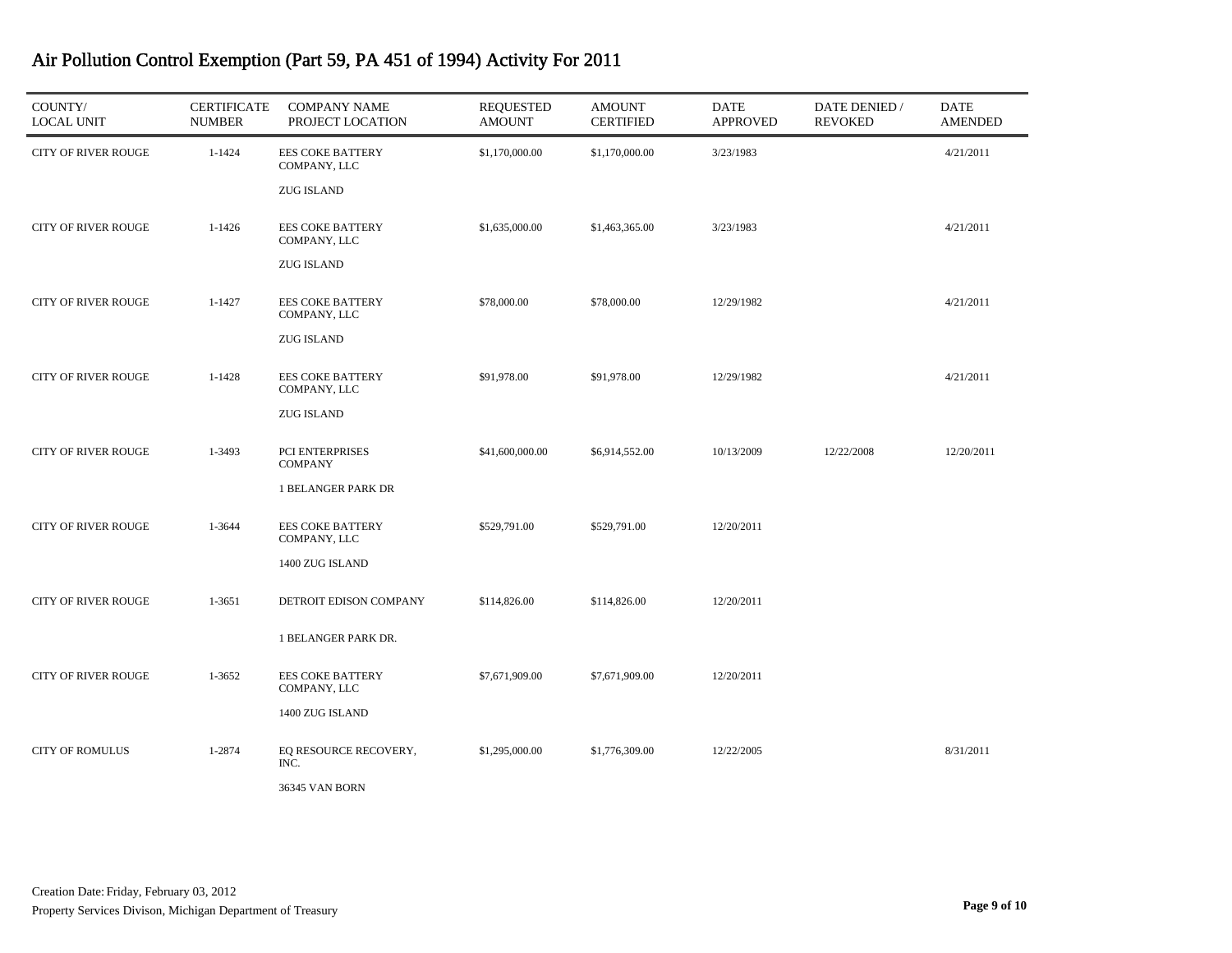# Air Pollution Control Exemption (Part 59, PA 451 of 1994) Activity For 2011

| COUNTY/ LOCAL UNIT | CERTIFICATE NUMBER | COMPANY NAME PROJECT LOCATION | REQUESTED AMOUNT | AMOUNT CERTIFIED | DATE APPROVED | DATE DENIED / REVOKED | DATE AMENDED |
|---|---|---|---|---|---|---|---|
| CITY OF RIVER ROUGE | 1-1424 | EES COKE BATTERY COMPANY, LLC<br>ZUG ISLAND | $1,170,000.00 | $1,170,000.00 | 3/23/1983 | | 4/21/2011 |
| CITY OF RIVER ROUGE | 1-1426 | EES COKE BATTERY COMPANY, LLC<br>ZUG ISLAND | $1,635,000.00 | $1,463,365.00 | 3/23/1983 | | 4/21/2011 |
| CITY OF RIVER ROUGE | 1-1427 | EES COKE BATTERY COMPANY, LLC<br>ZUG ISLAND | $78,000.00 | $78,000.00 | 12/29/1982 | | 4/21/2011 |
| CITY OF RIVER ROUGE | 1-1428 | EES COKE BATTERY COMPANY, LLC<br>ZUG ISLAND | $91,978.00 | $91,978.00 | 12/29/1982 | | 4/21/2011 |
| CITY OF RIVER ROUGE | 1-3493 | PCI ENTERPRISES COMPANY<br>1 BELANGER PARK DR | $41,600,000.00 | $6,914,552.00 | 10/13/2009 | 12/22/2008 | 12/20/2011 |
| CITY OF RIVER ROUGE | 1-3644 | EES COKE BATTERY COMPANY, LLC<br>1400 ZUG ISLAND | $529,791.00 | $529,791.00 | 12/20/2011 | | |
| CITY OF RIVER ROUGE | 1-3651 | DETROIT EDISON COMPANY<br>1 BELANGER PARK DR. | $114,826.00 | $114,826.00 | 12/20/2011 | | |
| CITY OF RIVER ROUGE | 1-3652 | EES COKE BATTERY COMPANY, LLC<br>1400 ZUG ISLAND | $7,671,909.00 | $7,671,909.00 | 12/20/2011 | | |
| CITY OF ROMULUS | 1-2874 | EQ RESOURCE RECOVERY, INC.<br>36345 VAN BORN | $1,295,000.00 | $1,776,309.00 | 12/22/2005 | | 8/31/2011 |

Creation Date: Friday, February 03, 2012
Property Services Divison, Michigan Department of Treasury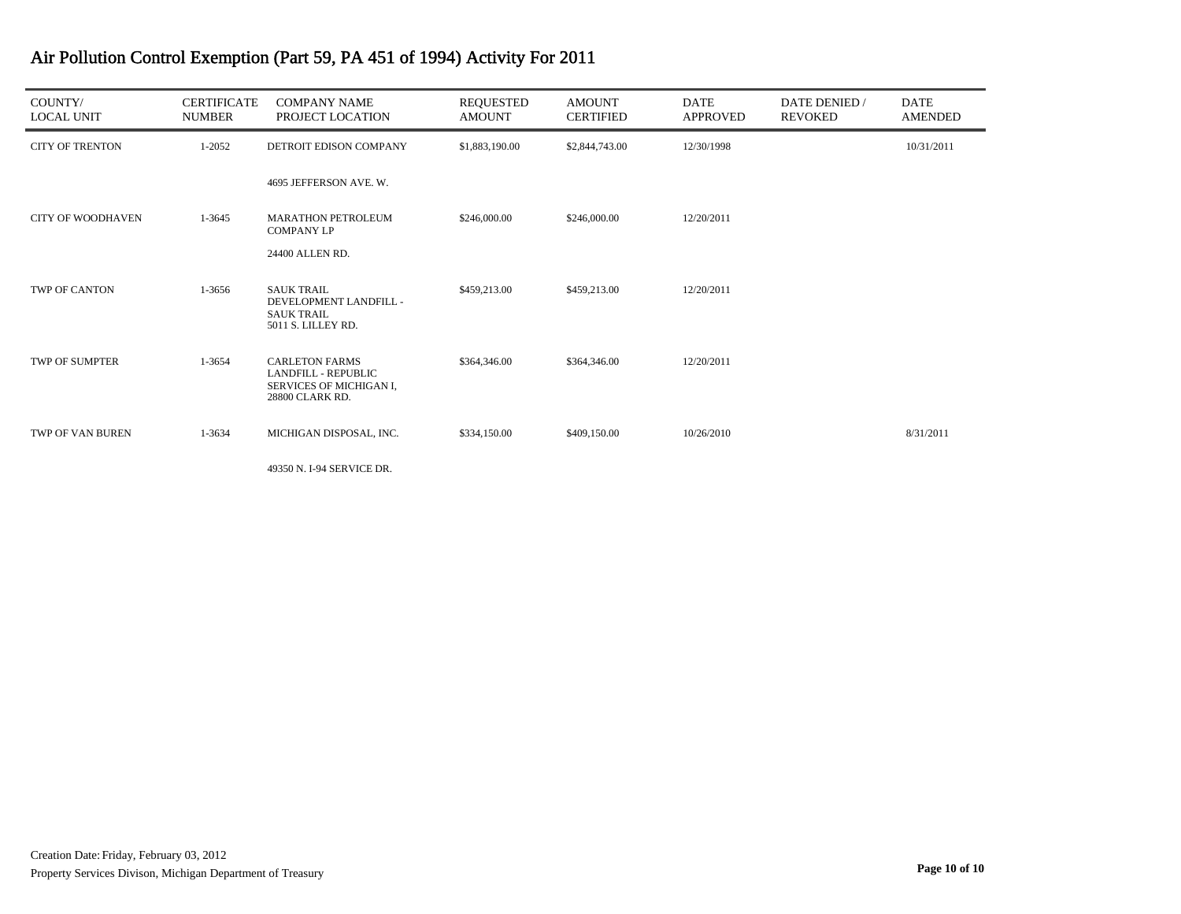# Air Pollution Control Exemption (Part 59, PA 451 of 1994) Activity For 2011

| COUNTY/ LOCAL UNIT | CERTIFICATE NUMBER | COMPANY NAME PROJECT LOCATION | REQUESTED AMOUNT | AMOUNT CERTIFIED | DATE APPROVED | DATE DENIED / REVOKED | DATE AMENDED |
|---|---|---|---|---|---|---|---|
| CITY OF TRENTON | 1-2052 | DETROIT EDISON COMPANY<br>4695 JEFFERSON AVE. W. | $1,883,190.00 | $2,844,743.00 | 12/30/1998 | | 10/31/2011 |
| CITY OF WOODHAVEN | 1-3645 | MARATHON PETROLEUM COMPANY LP<br>24400 ALLEN RD. | $246,000.00 | $246,000.00 | 12/20/2011 | | |
| TWP OF CANTON | 1-3656 | SAUK TRAIL DEVELOPMENT LANDFILL - SAUK TRAIL<br>5011 S. LILLEY RD. | $459,213.00 | $459,213.00 | 12/20/2011 | | |
| TWP OF SUMPTER | 1-3654 | CARLETON FARMS LANDFILL - REPUBLIC SERVICES OF MICHIGAN I,<br>28800 CLARK RD. | $364,346.00 | $364,346.00 | 12/20/2011 | | |
| TWP OF VAN BUREN | 1-3634 | MICHIGAN DISPOSAL, INC.<br>49350 N. I-94 SERVICE DR. | $334,150.00 | $409,150.00 | 10/26/2010 | | 8/31/2011 |

Creation Date: Friday, February 03, 2012

Property Services Divison, Michigan Department of Treasury